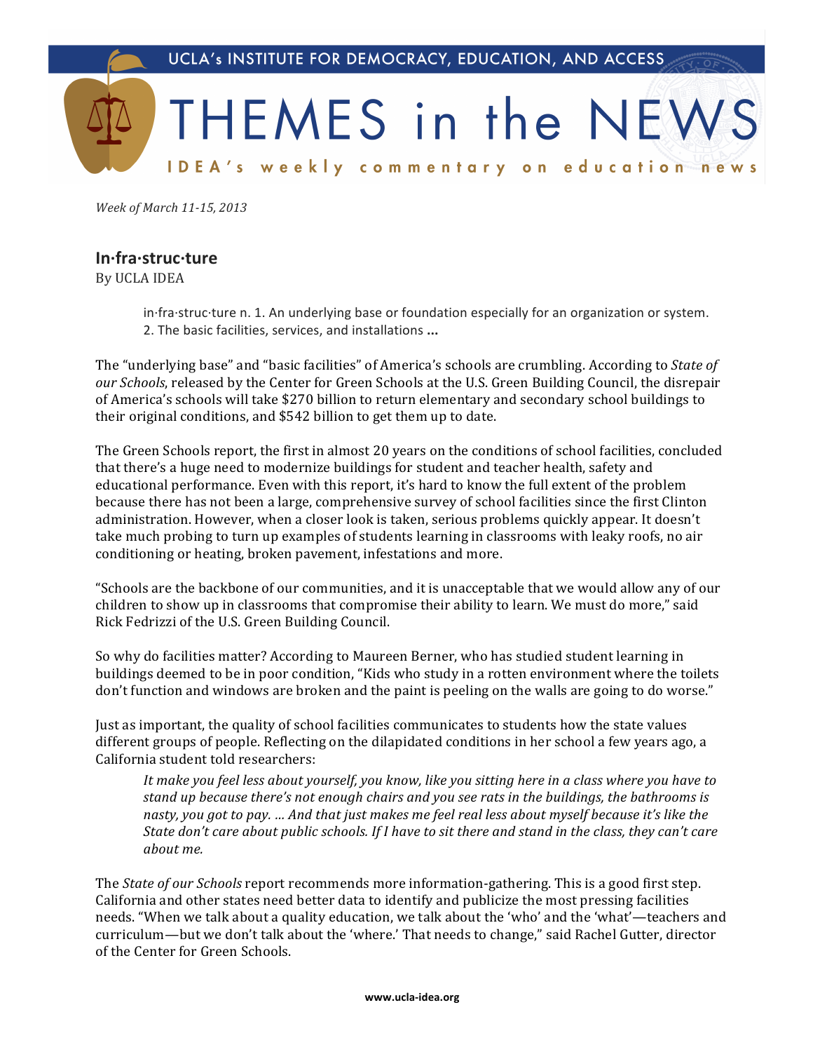UCLA's INSTITUTE FOR DEMOCRACY, EDUCATION, AND ACCESS

# THEMES in the NEWS

IDEA's weekly commentary on education news

*Week of March 11-15, 2013*

## In·fra·struc·ture

By UCLA IDEA

> in·fra·struc·ture n. 1. An underlying base or foundation especially for an organization or system.
> 2. The basic facilities, services, and installations **...**

The "underlying base" and "basic facilities" of America's schools are crumbling. According to *State of our Schools*, released by the Center for Green Schools at the U.S. Green Building Council, the disrepair of America's schools will take $270 billion to return elementary and secondary school buildings to their original conditions, and $542 billion to get them up to date.

The Green Schools report, the first in almost 20 years on the conditions of school facilities, concluded that there's a huge need to modernize buildings for student and teacher health, safety and educational performance. Even with this report, it's hard to know the full extent of the problem because there has not been a large, comprehensive survey of school facilities since the first Clinton administration. However, when a closer look is taken, serious problems quickly appear. It doesn't take much probing to turn up examples of students learning in classrooms with leaky roofs, no air conditioning or heating, broken pavement, infestations and more.

"Schools are the backbone of our communities, and it is unacceptable that we would allow any of our children to show up in classrooms that compromise their ability to learn. We must do more," said Rick Fedrizzi of the U.S. Green Building Council.

So why do facilities matter? According to Maureen Berner, who has studied student learning in buildings deemed to be in poor condition, "Kids who study in a rotten environment where the toilets don't function and windows are broken and the paint is peeling on the walls are going to do worse."

Just as important, the quality of school facilities communicates to students how the state values different groups of people. Reflecting on the dilapidated conditions in her school a few years ago, a California student told researchers:

> *It make you feel less about yourself, you know, like you sitting here in a class where you have to stand up because there's not enough chairs and you see rats in the buildings, the bathrooms is nasty, you got to pay. ... And that just makes me feel real less about myself because it's like the State don't care about public schools. If I have to sit there and stand in the class, they can't care about me.*

The *State of our Schools* report recommends more information-gathering. This is a good first step. California and other states need better data to identify and publicize the most pressing facilities needs. "When we talk about a quality education, we talk about the 'who' and the 'what'—teachers and curriculum—but we don't talk about the 'where.' That needs to change," said Rachel Gutter, director of the Center for Green Schools.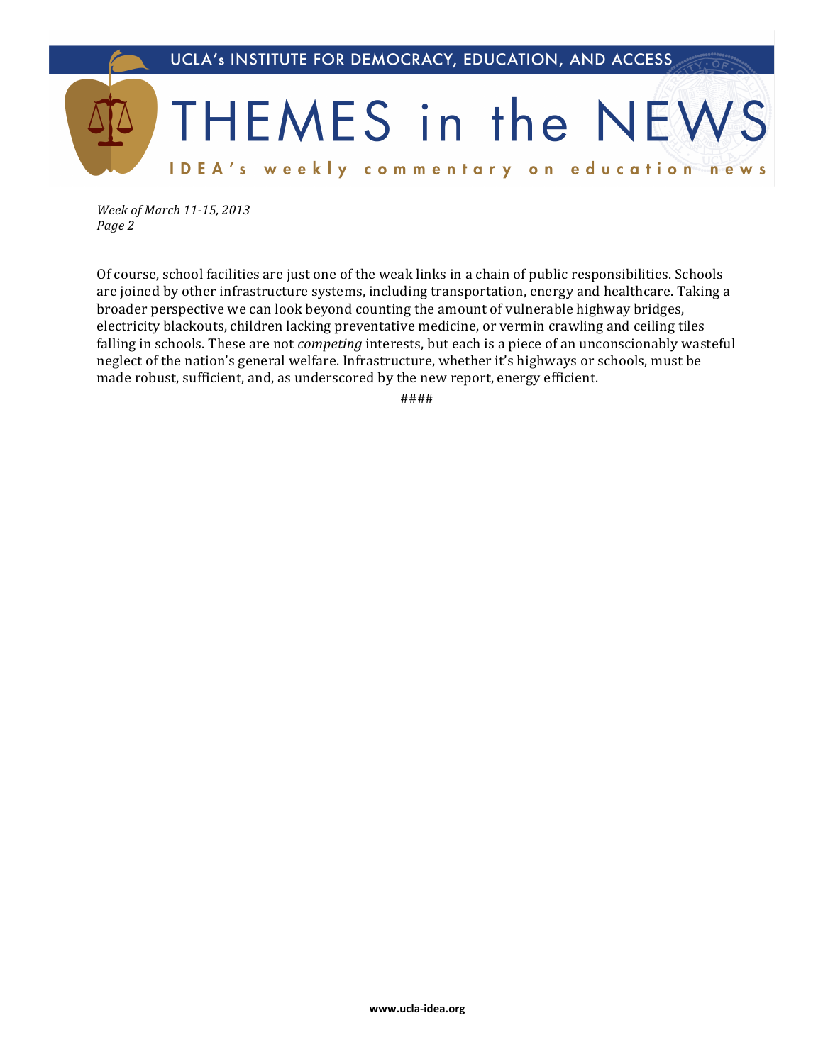*Week of March 11-15, 2013*

Of course, school facilities are just one of the weak links in a chain of public responsibilities. Schools are joined by other infrastructure systems, including transportation, energy and healthcare. Taking a broader perspective we can look beyond counting the amount of vulnerable highway bridges, electricity blackouts, children lacking preventative medicine, or vermin crawling and ceiling tiles falling in schools. These are not *competing* interests, but each is a piece of an unconscionably wasteful neglect of the nation's general welfare. Infrastructure, whether it's highways or schools, must be made robust, sufficient, and, as underscored by the new report, energy efficient.

####